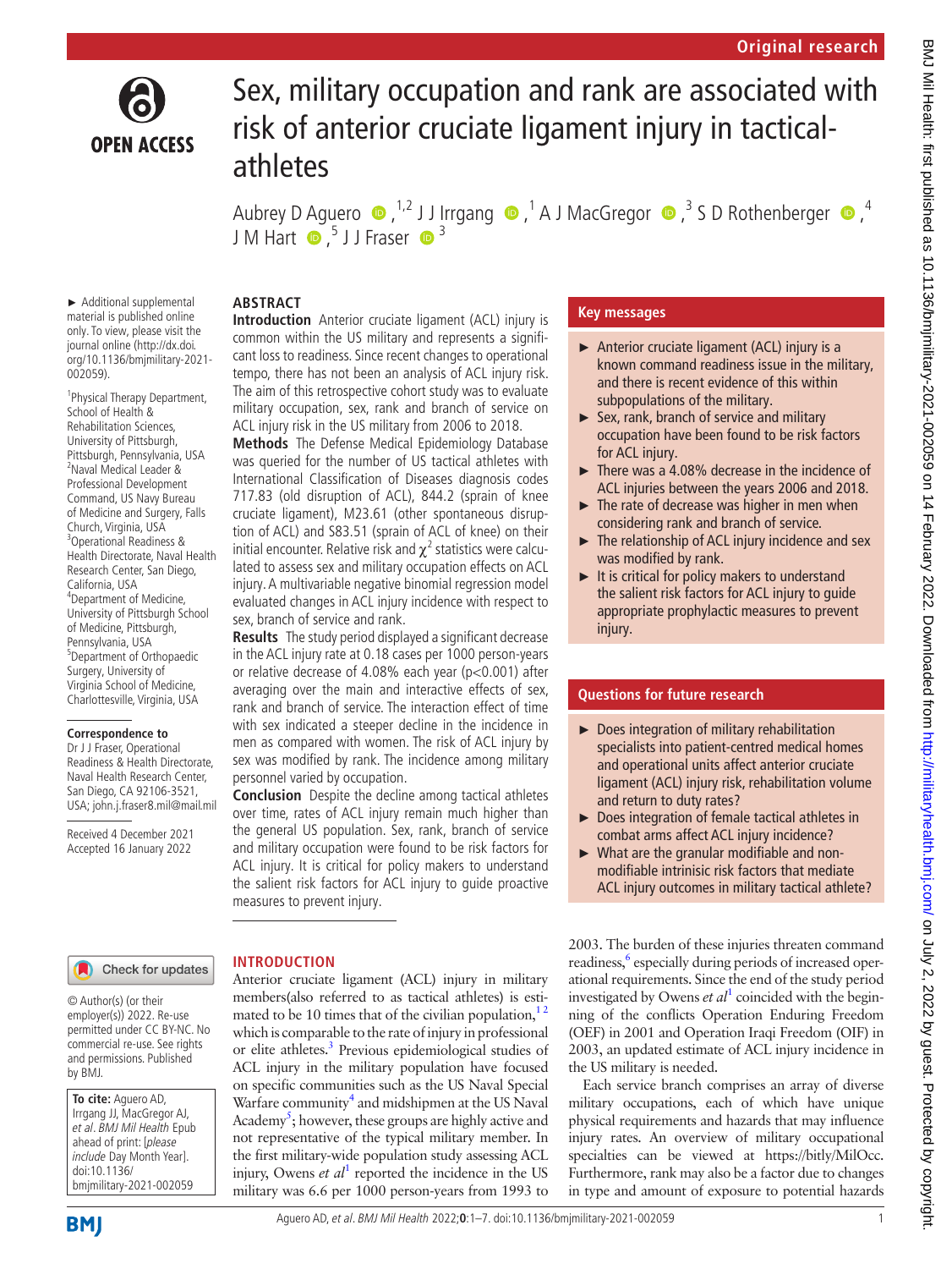# Sex, military occupation and rank are associated with risk of anterior cruciate ligament injury in tactical-athletes

Aubrey D Aguero,[1,2] J J Irrgang,[1] A J MacGregor,[3] S D Rothenberger,[4] J M Hart,[5] J J Fraser[3]

► Additional supplemental material is published online only. To view, please visit the journal online (http://dx.doi.org/10.1136/bmjmilitary-2021-002059).

[1]Physical Therapy Department, School of Health & Rehabilitation Sciences, University of Pittsburgh, Pittsburgh, Pennsylvania, USA
[2]Naval Medical Leader & Professional Development Command, US Navy Bureau of Medicine and Surgery, Falls Church, Virginia, USA
[3]Operational Readiness & Health Directorate, Naval Health Research Center, San Diego, California, USA
[4]Department of Medicine, University of Pittsburgh School of Medicine, Pittsburgh, Pennsylvania, USA
[5]Department of Orthopaedic Surgery, University of Virginia School of Medicine, Charlottesville, Virginia, USA

**Correspondence to**
Dr J J Fraser, Operational Readiness & Health Directorate, Naval Health Research Center, San Diego, CA 92106-3521, USA; john.j.fraser8.mil@mail.mil

Received 4 December 2021
Accepted 16 January 2022

© Author(s) (or their employer(s)) 2022. Re-use permitted under CC BY-NC. No commercial re-use. See rights and permissions. Published by BMJ.

**To cite:** Aguero AD, Irrgang JJ, MacGregor AJ, *et al*. *BMJ Mil Health* Epub ahead of print: [*please include* Day Month Year]. doi:10.1136/bmjmilitary-2021-002059

## ABSTRACT

**Introduction** Anterior cruciate ligament (ACL) injury is common within the US military and represents a significant loss to readiness. Since recent changes to operational tempo, there has not been an analysis of ACL injury risk. The aim of this retrospective cohort study was to evaluate military occupation, sex, rank and branch of service on ACL injury risk in the US military from 2006 to 2018.

**Methods** The Defense Medical Epidemiology Database was queried for the number of US tactical athletes with International Classification of Diseases diagnosis codes 717.83 (old disruption of ACL), 844.2 (sprain of knee cruciate ligament), M23.61 (other spontaneous disruption of ACL) and S83.51 (sprain of ACL of knee) on their initial encounter. Relative risk and $\chi^2$ statistics were calculated to assess sex and military occupation effects on ACL injury. A multivariable negative binomial regression model evaluated changes in ACL injury incidence with respect to sex, branch of service and rank.

**Results** The study period displayed a significant decrease in the ACL injury rate at 0.18 cases per 1000 person-years or relative decrease of 4.08% each year ($p<0.001$) after averaging over the main and interactive effects of sex, rank and branch of service. The interaction effect of time with sex indicated a steeper decline in the incidence in men as compared with women. The risk of ACL injury by sex was modified by rank. The incidence among military personnel varied by occupation.

**Conclusion** Despite the decline among tactical athletes over time, rates of ACL injury remain much higher than the general US population. Sex, rank, branch of service and military occupation were found to be risk factors for ACL injury. It is critical for policy makers to understand the salient risk factors for ACL injury to guide proactive measures to prevent injury.

### Key messages

- ► Anterior cruciate ligament (ACL) injury is a known command readiness issue in the military, and there is recent evidence of this within subpopulations of the military.
- ► Sex, rank, branch of service and military occupation have been found to be risk factors for ACL injury.
- ► There was a 4.08% decrease in the incidence of ACL injuries between the years 2006 and 2018.
- ► The rate of decrease was higher in men when considering rank and branch of service.
- ► The relationship of ACL injury incidence and sex was modified by rank.
- ► It is critical for policy makers to understand the salient risk factors for ACL injury to guide appropriate prophylactic measures to prevent injury.

### Questions for future research

- ► Does integration of military rehabilitation specialists into patient-centred medical homes and operational units affect anterior cruciate ligament (ACL) injury risk, rehabilitation volume and return to duty rates?
- ► Does integration of female tactical athletes in combat arms affect ACL injury incidence?
- ► What are the granular modifiable and non-modifiable intrinsic risk factors that mediate ACL injury outcomes in military tactical athlete?

## INTRODUCTION

Anterior cruciate ligament (ACL) injury in military members(also referred to as tactical athletes) is estimated to be 10 times that of the civilian population,[1,2] which is comparable to the rate of injury in professional or elite athletes.[3] Previous epidemiological studies of ACL injury in the military population have focused on specific communities such as the US Naval Special Warfare community[4] and midshipmen at the US Naval Academy[5]; however, these groups are highly active and not representative of the typical military member. In the first military-wide population study assessing ACL injury, Owens *et al*[1] reported the incidence in the US military was 6.6 per 1000 person-years from 1993 to 2003. The burden of these injuries threaten command readiness,[6] especially during periods of increased operational requirements. Since the end of the study period investigated by Owens *et al*[1] coincided with the beginning of the conflicts Operation Enduring Freedom (OEF) in 2001 and Operation Iraqi Freedom (OIF) in 2003, an updated estimate of ACL injury incidence in the US military is needed.

Each service branch comprises an array of diverse military occupations, each of which have unique physical requirements and hazards that may influence injury rates. An overview of military occupational specialties can be viewed at https://bitly/MilOcc. Furthermore, rank may also be a factor due to changes in type and amount of exposure to potential hazards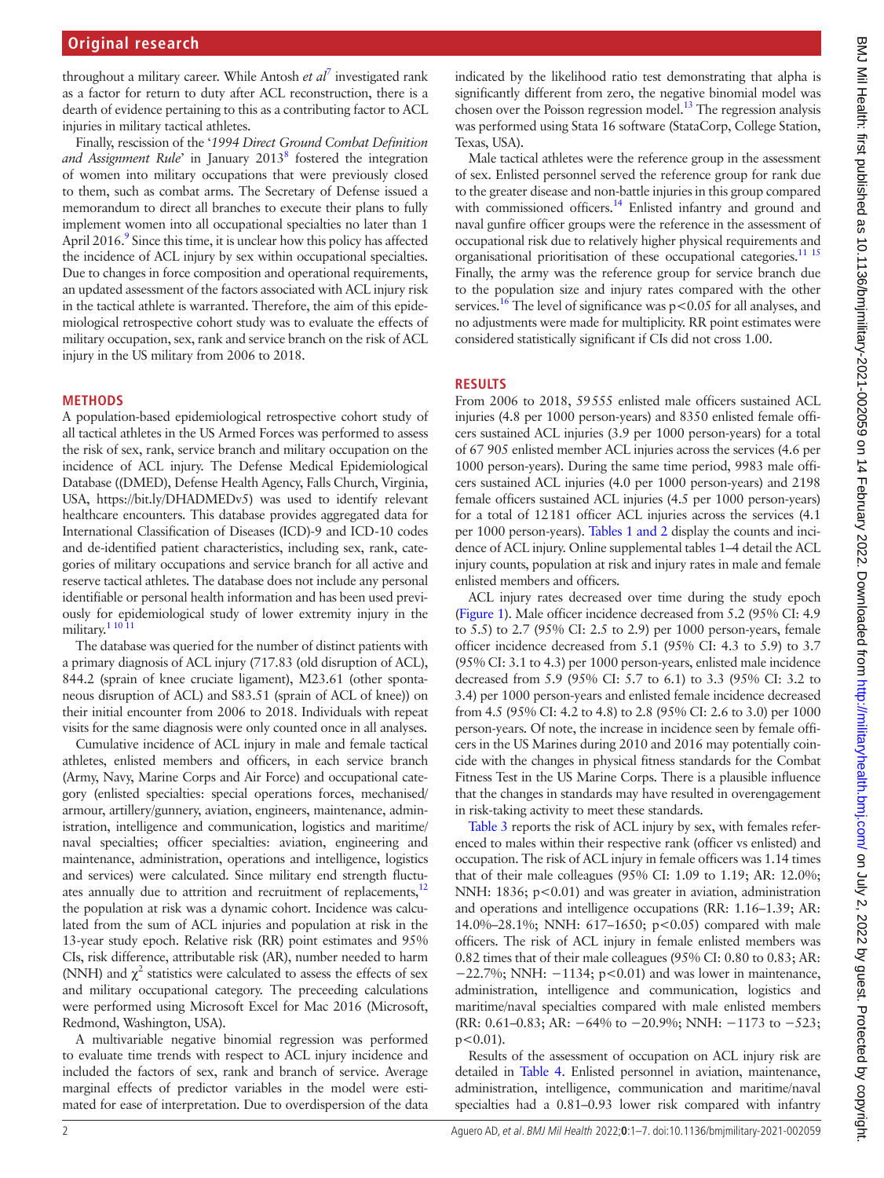throughout a military career. While Antosh *et al*[7] investigated rank as a factor for return to duty after ACL reconstruction, there is a dearth of evidence pertaining to this as a contributing factor to ACL injuries in military tactical athletes.

Finally, rescission of the '*1994 Direct Ground Combat Definition and Assignment Rule*' in January 2013[8] fostered the integration of women into military occupations that were previously closed to them, such as combat arms. The Secretary of Defense issued a memorandum to direct all branches to execute their plans to fully implement women into all occupational specialties no later than 1 April 2016.[9] Since this time, it is unclear how this policy has affected the incidence of ACL injury by sex within occupational specialties. Due to changes in force composition and operational requirements, an updated assessment of the factors associated with ACL injury risk in the tactical athlete is warranted. Therefore, the aim of this epidemiological retrospective cohort study was to evaluate the effects of military occupation, sex, rank and service branch on the risk of ACL injury in the US military from 2006 to 2018.

## METHODS

A population-based epidemiological retrospective cohort study of all tactical athletes in the US Armed Forces was performed to assess the risk of sex, rank, service branch and military occupation on the incidence of ACL injury. The Defense Medical Epidemiological Database ((DMED), Defense Health Agency, Falls Church, Virginia, USA, https://bit.ly/DHADMEDv5) was used to identify relevant healthcare encounters. This database provides aggregated data for International Classification of Diseases (ICD)-9 and ICD-10 codes and de-identified patient characteristics, including sex, rank, categories of military occupations and service branch for all active and reserve tactical athletes. The database does not include any personal identifiable or personal health information and has been used previously for epidemiological study of lower extremity injury in the military.[1,10,11]

The database was queried for the number of distinct patients with a primary diagnosis of ACL injury (717.83 (old disruption of ACL), 844.2 (sprain of knee cruciate ligament), M23.61 (other spontaneous disruption of ACL) and S83.51 (sprain of ACL of knee)) on their initial encounter from 2006 to 2018. Individuals with repeat visits for the same diagnosis were only counted once in all analyses.

Cumulative incidence of ACL injury in male and female tactical athletes, enlisted members and officers, in each service branch (Army, Navy, Marine Corps and Air Force) and occupational category (enlisted specialties: special operations forces, mechanised/armour, artillery/gunnery, aviation, engineers, maintenance, administration, intelligence and communication, logistics and maritime/naval specialties; officer specialties: aviation, engineering and maintenance, administration, operations and intelligence, logistics and services) were calculated. Since military end strength fluctuates annually due to attrition and recruitment of replacements,[12] the population at risk was a dynamic cohort. Incidence was calculated from the sum of ACL injuries and population at risk in the 13-year study epoch. Relative risk (RR) point estimates and 95% CIs, risk difference, attributable risk (AR), number needed to harm (NNH) and $\chi^2$ statistics were calculated to assess the effects of sex and military occupational category. The preceeding calculations were performed using Microsoft Excel for Mac 2016 (Microsoft, Redmond, Washington, USA).

A multivariable negative binomial regression was performed to evaluate time trends with respect to ACL injury incidence and included the factors of sex, rank and branch of service. Average marginal effects of predictor variables in the model were estimated for ease of interpretation. Due to overdispersion of the data indicated by the likelihood ratio test demonstrating that alpha is significantly different from zero, the negative binomial model was chosen over the Poisson regression model.[13] The regression analysis was performed using Stata 16 software (StataCorp, College Station, Texas, USA).

Male tactical athletes were the reference group in the assessment of sex. Enlisted personnel served the reference group for rank due to the greater disease and non-battle injuries in this group compared with commissioned officers.[14] Enlisted infantry and ground and naval gunfire officer groups were the reference in the assessment of occupational risk due to relatively higher physical requirements and organisational prioritisation of these occupational categories.[11,15] Finally, the army was the reference group for service branch due to the population size and injury rates compared with the other services.[16] The level of significance was $p<0.05$ for all analyses, and no adjustments were made for multiplicity. RR point estimates were considered statistically significant if CIs did not cross 1.00.

## RESULTS

From 2006 to 2018, 59 555 enlisted male officers sustained ACL injuries (4.8 per 1000 person-years) and 8350 enlisted female officers sustained ACL injuries (3.9 per 1000 person-years) for a total of 67 905 enlisted member ACL injuries across the services (4.6 per 1000 person-years). During the same time period, 9983 male officers sustained ACL injuries (4.0 per 1000 person-years) and 2198 female officers sustained ACL injuries (4.5 per 1000 person-years) for a total of 12 181 officer ACL injuries across the services (4.1 per 1000 person-years). Tables 1 and 2 display the counts and incidence of ACL injury. Online supplemental tables 1–4 detail the ACL injury counts, population at risk and injury rates in male and female enlisted members and officers.

ACL injury rates decreased over time during the study epoch (Figure 1). Male officer incidence decreased from 5.2 (95% CI: 4.9 to 5.5) to 2.7 (95% CI: 2.5 to 2.9) per 1000 person-years, female officer incidence decreased from 5.1 (95% CI: 4.3 to 5.9) to 3.7 (95% CI: 3.1 to 4.3) per 1000 person-years, enlisted male incidence decreased from 5.9 (95% CI: 5.7 to 6.1) to 3.3 (95% CI: 3.2 to 3.4) per 1000 person-years and enlisted female incidence decreased from 4.5 (95% CI: 4.2 to 4.8) to 2.8 (95% CI: 2.6 to 3.0) per 1000 person-years. Of note, the increase in incidence seen by female officers in the US Marines during 2010 and 2016 may potentially coincide with the changes in physical fitness standards for the Combat Fitness Test in the US Marine Corps. There is a plausible influence that the changes in standards may have resulted in overengagement in risk-taking activity to meet these standards.

Table 3 reports the risk of ACL injury by sex, with females referenced to males within their respective rank (officer vs enlisted) and occupation. The risk of ACL injury in female officers was 1.14 times that of their male colleagues (95% CI: 1.09 to 1.19; AR: 12.0%; NNH: 1836; $p<0.01$) and was greater in aviation, administration and operations and intelligence occupations (RR: 1.16–1.39; AR: 14.0%–28.1%; NNH: 617–1650; $p<0.05$) compared with male officers. The risk of ACL injury in female enlisted members was 0.82 times that of their male colleagues (95% CI: 0.80 to 0.83; AR: −22.7%; NNH: −1134; $p<0.01$) and was lower in maintenance, administration, intelligence and communication, logistics and maritime/naval specialties compared with male enlisted members (RR: 0.61–0.83; AR: −64% to −20.9%; NNH: −1173 to −523; $p<0.01$).

Results of the assessment of occupation on ACL injury risk are detailed in Table 4. Enlisted personnel in aviation, maintenance, administration, intelligence, communication and maritime/naval specialties had a 0.81–0.93 lower risk compared with infantry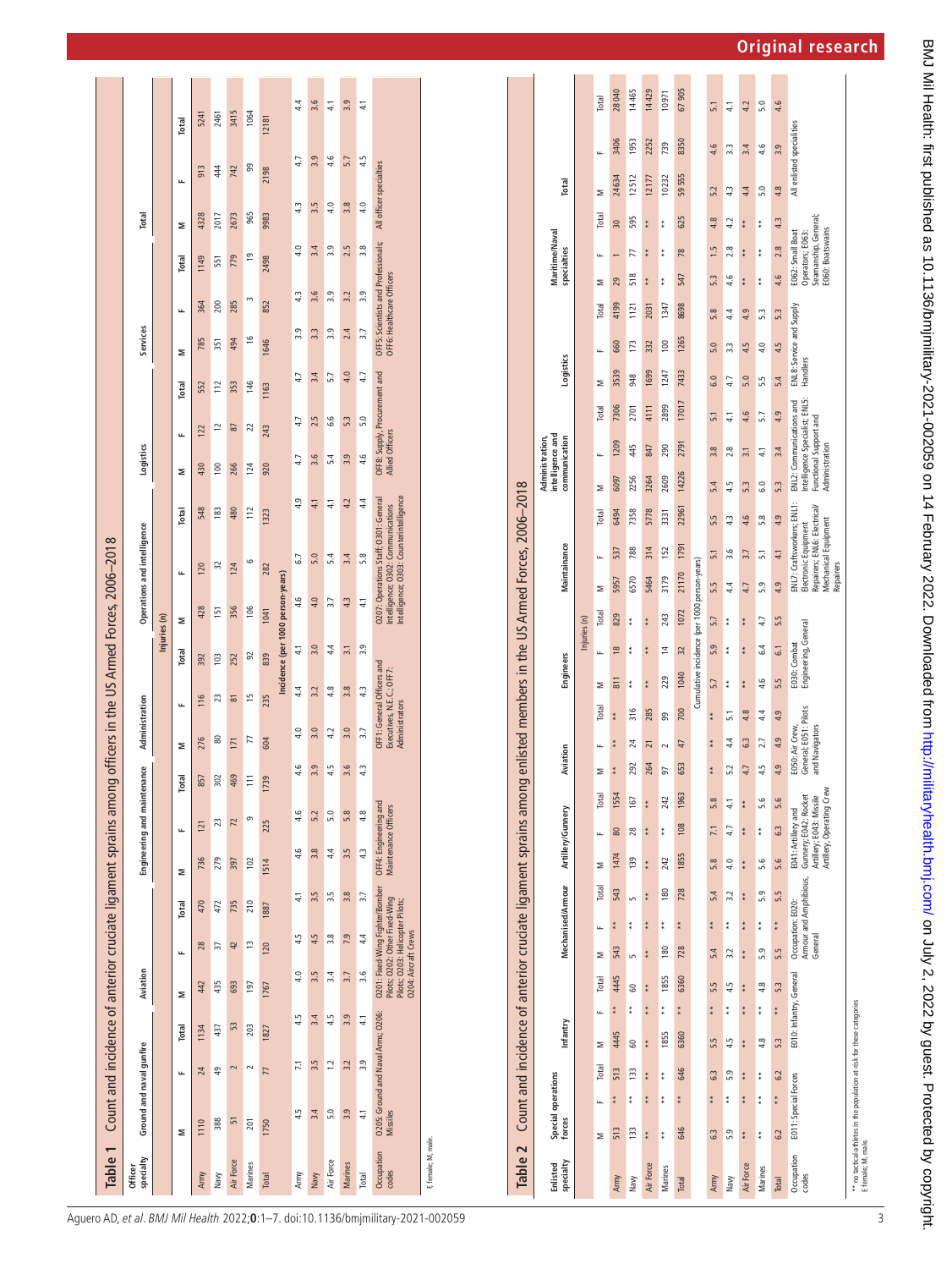**Table 1** Count and incidence of anterior cruciate ligament sprains among officers in the US Armed Forces, 2006–2018

| Officer specialty | Ground and naval gunfire | | | Aviation | | | Engineering and maintenance | | | Administration | | | Operations and intelligence | | | Logistics | | | Services | | | Total | | |
|---|---|---|---|---|---|---|---|---|---|---|---|---|---|---|---|---|---|---|---|---|---|---|---|---|
| | M | F | Total | M | F | Total | M | F | Total | M | F | Total | M | F | Total | M | F | Total | M | F | Total | M | F | Total |
| **Injuries (n)** | | | | | | | | | | | | | | | | | | | | | | | | |
| Army | 1110 | 24 | 1134 | 442 | 28 | 470 | 736 | 121 | 857 | 276 | 116 | 392 | 428 | 120 | 548 | 430 | 122 | 552 | 785 | 364 | 1149 | 4328 | 913 | 5241 |
| Navy | 388 | 49 | 437 | 435 | 37 | 472 | 279 | 23 | 302 | 80 | 23 | 103 | 151 | 32 | 183 | 100 | 12 | 112 | 351 | 200 | 551 | 2017 | 444 | 2461 |
| Air Force | 51 | 2 | 53 | 693 | 42 | 735 | 397 | 72 | 469 | 171 | 81 | 252 | 356 | 124 | 480 | 266 | 87 | 353 | 494 | 285 | 779 | 2673 | 742 | 3415 |
| Marines | 201 | 2 | 203 | 197 | 13 | 210 | 102 | 9 | 111 | 77 | 15 | 92 | 106 | 6 | 112 | 124 | 22 | 146 | 16 | 3 | 19 | 965 | 99 | 1064 |
| Total | 1750 | 77 | 1827 | 1767 | 120 | 1887 | 1514 | 225 | 1739 | 604 | 235 | 839 | 1041 | 282 | 1323 | 920 | 243 | 1163 | 1646 | 852 | 2498 | 9983 | 2198 | 12181 |
| **Incidence (per 1000 person-years)** | | | | | | | | | | | | | | | | | | | | | | | | |
| Army | 4.5 | 7.1 | 4.5 | 4.0 | 4.5 | 4.1 | 4.6 | 4.6 | 4.6 | 4.0 | 4.4 | 4.1 | 4.6 | 6.7 | 4.9 | 4.7 | 4.7 | 4.7 | 3.9 | 4.3 | 4.0 | 4.3 | 4.7 | 4.4 |
| Navy | 3.4 | 3.5 | 3.4 | 3.5 | 4.5 | 3.5 | 3.8 | 5.2 | 3.9 | 3.0 | 3.2 | 3.0 | 4.0 | 5.0 | 4.1 | 3.6 | 2.5 | 3.4 | 3.3 | 3.6 | 3.4 | 3.5 | 3.9 | 3.6 |
| Air Force | 5.0 | 1.2 | 4.5 | 3.4 | 3.8 | 3.5 | 4.4 | 5.0 | 4.5 | 4.2 | 4.8 | 4.4 | 3.7 | 5.4 | 4.1 | 5.4 | 6.6 | 5.7 | 3.9 | 3.9 | 3.9 | 4.0 | 4.6 | 4.1 |
| Marines | 3.9 | 3.2 | 3.9 | 3.7 | 7.9 | 3.8 | 3.5 | 5.8 | 3.6 | 3.0 | 3.8 | 3.1 | 4.3 | 3.4 | 4.2 | 3.9 | 5.3 | 4.0 | 2.4 | 3.2 | 2.5 | 3.8 | 5.7 | 3.9 |
| Total | 4.1 | 3.9 | 4.1 | 3.6 | 4.4 | 3.7 | 4.3 | 4.8 | 4.3 | 3.7 | 4.3 | 3.9 | 4.1 | 5.8 | 4.4 | 4.6 | 5.0 | 4.7 | 3.7 | 3.9 | 3.8 | 4.0 | 4.5 | 4.1 |
| Occupation codes | O205: Ground and Naval Arms; O206: Missiles | | | O201: Fixed-Wing Fighter/Bomber Pilots; O202: Other Fixed-Wing Pilots; O203: Helicopter Pilots; O204: Aircraft Crews | | | OFF4: Engineering and Maintenance Officers | | | OFF1: General Officers and Executives, N.E.C.; OFF7: Administrators | | | O207: Operations Staff; O301: General Intelligence; O302: Communications Intelligence; O303: Counterintelligence | | | OFF8: Supply, Procurement and Allied Officers | | | OFF5: Scientists and Professionals; OFF6: Healthcare Officers | | | All officer specialties | | |

F, female; M, male.

**Table 2** Count and incidence of anterior cruciate ligament sprains among enlisted members in the US Armed Forces, 2006–2018

| Enlisted specialty | Special operations forces | | | Infantry | | | Mechanised/Armour | | | Artillery/Gunnery | | | Aviation | | | Engineers | | | Maintenance | | | Administration, intelligence and communication | | | Logistics | | | Maritime/Naval specialties | | | Total | | |
|---|---|---|---|---|---|---|---|---|---|---|---|---|---|---|---|---|---|---|---|---|---|---|---|---|---|---|---|---|---|---|---|---|---|
| | M | F | Total | M | F | Total | M | F | Total | M | F | Total | M | F | Total | M | F | Total | M | F | Total | M | F | Total | M | F | Total | M | F | Total | M | F | Total |
| **Injuries (n)** | | | | | | | | | | | | | | | | | | | | | | | | | | | | | | | | | |
| Army | 513 | ** | 513 | 4445 | ** | 4445 | 543 | ** | 543 | 1474 | 80 | 1554 | ** | ** | ** | 811 | 18 | 829 | 5957 | 537 | 6494 | 6097 | 1209 | 7306 | 3539 | 660 | 4199 | 29 | 1 | 30 | 24634 | 3406 | 28040 |
| Navy | 133 | ** | 133 | 60 | ** | 60 | 5 | ** | 5 | 139 | 28 | 167 | 292 | 24 | 316 | ** | ** | ** | 6570 | 788 | 7358 | 2256 | 445 | 2701 | 948 | 173 | 1121 | 518 | 77 | 595 | 12512 | 1953 | 14465 |
| Air Force | ** | ** | ** | ** | ** | ** | ** | ** | ** | ** | ** | ** | 264 | 21 | 285 | ** | ** | ** | 5464 | 314 | 5778 | 3264 | 847 | 4111 | 1699 | 332 | 2031 | ** | ** | ** | 12177 | 2252 | 14429 |
| Marines | ** | ** | ** | 1855 | ** | 1855 | 180 | ** | 180 | 242 | ** | 242 | 97 | 2 | 99 | 229 | 14 | 243 | 3179 | 152 | 3331 | 2609 | 290 | 2899 | 1247 | 100 | 1347 | ** | ** | ** | 10232 | 739 | 10971 |
| Total | 646 | ** | 646 | 6360 | ** | 6360 | 728 | ** | 728 | 1855 | 108 | 1963 | 653 | 47 | 700 | 1040 | 32 | 1072 | 21170 | 1791 | 22961 | 14226 | 2791 | 17017 | 7433 | 1265 | 8698 | 547 | 78 | 625 | 59555 | 8350 | 67905 |
| **Cumulative incidence (per 1000 person-years)** | | | | | | | | | | | | | | | | | | | | | | | | | | | | | | | | | |
| Army | 6.3 | ** | 6.3 | 5.5 | ** | 5.5 | 5.4 | ** | 5.4 | 5.8 | 7.1 | 5.8 | ** | ** | ** | 5.7 | 5.9 | 5.7 | 5.5 | 5.1 | 5.5 | 5.4 | 3.8 | 5.1 | 6.0 | 5.0 | 5.8 | 5.3 | 1.5 | 4.8 | 5.2 | 4.6 | 5.1 |
| Navy | 5.9 | ** | 5.9 | 4.5 | ** | 4.5 | 3.2 | ** | 3.2 | 4.0 | 4.7 | 4.1 | 5.2 | 4.4 | 5.1 | ** | ** | ** | 4.4 | 3.6 | 4.3 | 4.5 | 2.8 | 4.1 | 4.7 | 3.3 | 4.4 | 4.6 | 2.8 | 4.2 | 4.3 | 3.3 | 4.1 |
| Air Force | ** | ** | ** | ** | ** | ** | ** | ** | ** | ** | ** | ** | 4.7 | 6.3 | 4.8 | ** | ** | ** | 4.7 | 3.7 | 4.6 | 5.3 | 3.1 | 4.6 | 5.0 | 4.5 | 4.9 | ** | ** | ** | 4.4 | 3.4 | 4.2 |
| Marines | ** | ** | ** | 4.8 | ** | 4.8 | 5.9 | ** | 5.9 | 5.6 | ** | 5.6 | 4.5 | 2.7 | 4.4 | 4.6 | 6.4 | 4.7 | 5.9 | 5.1 | 5.8 | 6.0 | 4.1 | 5.7 | 5.5 | 4.0 | 5.3 | ** | ** | ** | 5.0 | 4.6 | 5.0 |
| Total | 6.2 | ** | 6.2 | 5.3 | ** | 5.3 | 5.5 | ** | 5.5 | 5.6 | 6.3 | 5.6 | 4.9 | 4.9 | 4.9 | 5.5 | 6.1 | 5.5 | 4.9 | 4.1 | 4.9 | 5.3 | 3.4 | 4.9 | 5.4 | 4.5 | 5.3 | 4.6 | 2.8 | 4.3 | 4.8 | 3.9 | 4.6 |
| Occupation codes | E011: Special Forces | | | E010: Infantry, General | | | Occupation: E020: Armour and Amphibious, General | | | E041: Artillery and Gunnery; E042: Rocket Artillery; E043: Missile Artillery, Operating Crew | | | E050: Air Crew, General; E051: Pilots and Navigators | | | E030: Combat Engineering, General | | | ENL7: Craftsworkers; ENL1: Electronic Equipment Repairers; ENL6: Electrical/Mechanical Equipment Repairers | | | ENL2: Communications and Intelligence Specialist; ENL5: Functional Support and Administration | | | ENL8: Service and Supply Handlers | | | E062: Small Boat Operators; E063: Seamanship, General; E060: Boatswains | | | All enlisted specialties | | |

** no tactical athletes in the population at-risk for these categories

F, female; M, male.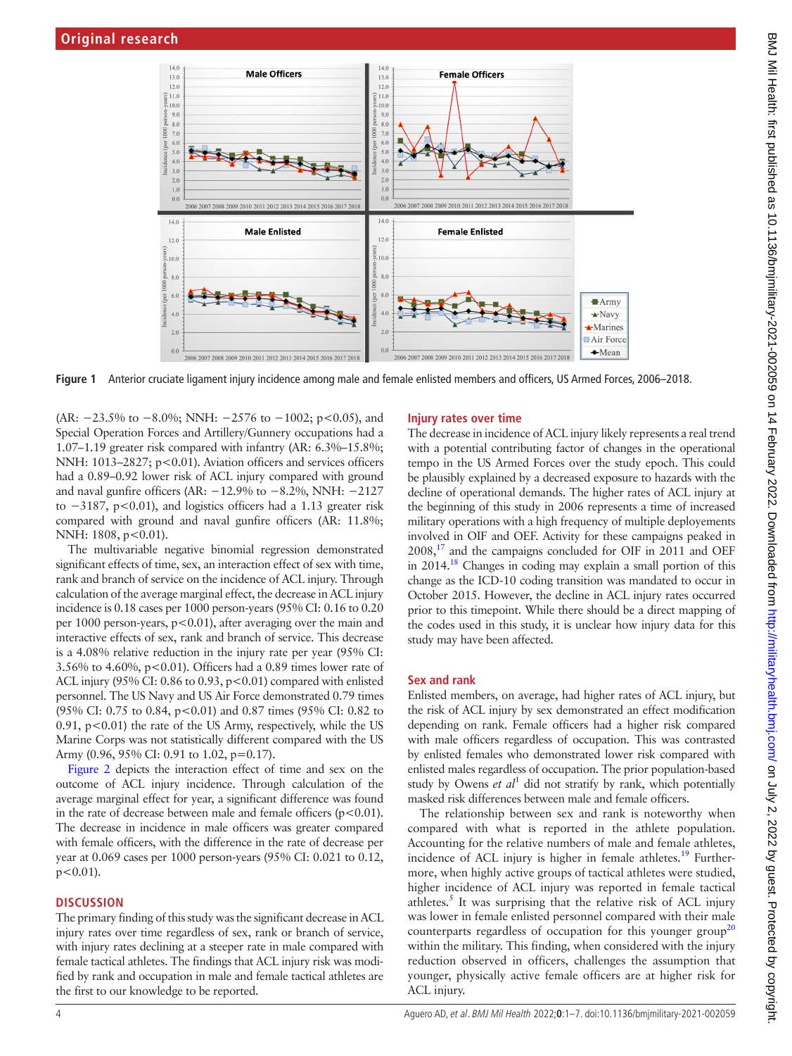Figure 1 Anterior cruciate ligament injury incidence among male and female enlisted members and officers, US Armed Forces, 2006–2018.

(AR: −23.5% to −8.0%; NNH: −2576 to −1002; p<0.05), and Special Operation Forces and Artillery/Gunnery occupations had a 1.07–1.19 greater risk compared with infantry (AR: 6.3%–15.8%; NNH: 1013–2827; p<0.01). Aviation officers and services officers had a 0.89–0.92 lower risk of ACL injury compared with ground and naval gunfire officers (AR: −12.9% to −8.2%, NNH: −2127 to −3187, p<0.01), and logistics officers had a 1.13 greater risk compared with ground and naval gunfire officers (AR: 11.8%; NNH: 1808, p<0.01).

The multivariable negative binomial regression demonstrated significant effects of time, sex, an interaction effect of sex with time, rank and branch of service on the incidence of ACL injury. Through calculation of the average marginal effect, the decrease in ACL injury incidence is 0.18 cases per 1000 person-years (95% CI: 0.16 to 0.20 per 1000 person-years, p<0.01), after averaging over the main and interactive effects of sex, rank and branch of service. This decrease is a 4.08% relative reduction in the injury rate per year (95% CI: 3.56% to 4.60%, p<0.01). Officers had a 0.89 times lower rate of ACL injury (95% CI: 0.86 to 0.93, p<0.01) compared with enlisted personnel. The US Navy and US Air Force demonstrated 0.79 times (95% CI: 0.75 to 0.84, p<0.01) and 0.87 times (95% CI: 0.82 to 0.91, p<0.01) the rate of the US Army, respectively, while the US Marine Corps was not statistically different compared with the US Army (0.96, 95% CI: 0.91 to 1.02, p=0.17).

Figure 2 depicts the interaction effect of time and sex on the outcome of ACL injury incidence. Through calculation of the average marginal effect for year, a significant difference was found in the rate of decrease between male and female officers (p<0.01). The decrease in incidence in male officers was greater compared with female officers, with the difference in the rate of decrease per year at 0.069 cases per 1000 person-years (95% CI: 0.021 to 0.12, p<0.01).

## DISCUSSION

The primary finding of this study was the significant decrease in ACL injury rates over time regardless of sex, rank or branch of service, with injury rates declining at a steeper rate in male compared with female tactical athletes. The findings that ACL injury risk was modified by rank and occupation in male and female tactical athletes are the first to our knowledge to be reported.

### Injury rates over time

The decrease in incidence of ACL injury likely represents a real trend with a potential contributing factor of changes in the operational tempo in the US Armed Forces over the study epoch. This could be plausibly explained by a decreased exposure to hazards with the decline of operational demands. The higher rates of ACL injury at the beginning of this study in 2006 represents a time of increased military operations with a high frequency of multiple deployements involved in OIF and OEF. Activity for these campaigns peaked in 2008,[17] and the campaigns concluded for OIF in 2011 and OEF in 2014.[18] Changes in coding may explain a small portion of this change as the ICD-10 coding transition was mandated to occur in October 2015. However, the decline in ACL injury rates occurred prior to this timepoint. While there should be a direct mapping of the codes used in this study, it is unclear how injury data for this study may have been affected.

### Sex and rank

Enlisted members, on average, had higher rates of ACL injury, but the risk of ACL injury by sex demonstrated an effect modification depending on rank. Female officers had a higher risk compared with male officers regardless of occupation. This was contrasted by enlisted females who demonstrated lower risk compared with enlisted males regardless of occupation. The prior population-based study by Owens *et al*[1] did not stratify by rank, which potentially masked risk differences between male and female officers.

The relationship between sex and rank is noteworthy when compared with what is reported in the athlete population. Accounting for the relative numbers of male and female athletes, incidence of ACL injury is higher in female athletes.[19] Furthermore, when highly active groups of tactical athletes were studied, higher incidence of ACL injury was reported in female tactical athletes.[5] It was surprising that the relative risk of ACL injury was lower in female enlisted personnel compared with their male counterparts regardless of occupation for this younger group[20] within the military. This finding, when considered with the injury reduction observed in officers, challenges the assumption that younger, physically active female officers are at higher risk for ACL injury.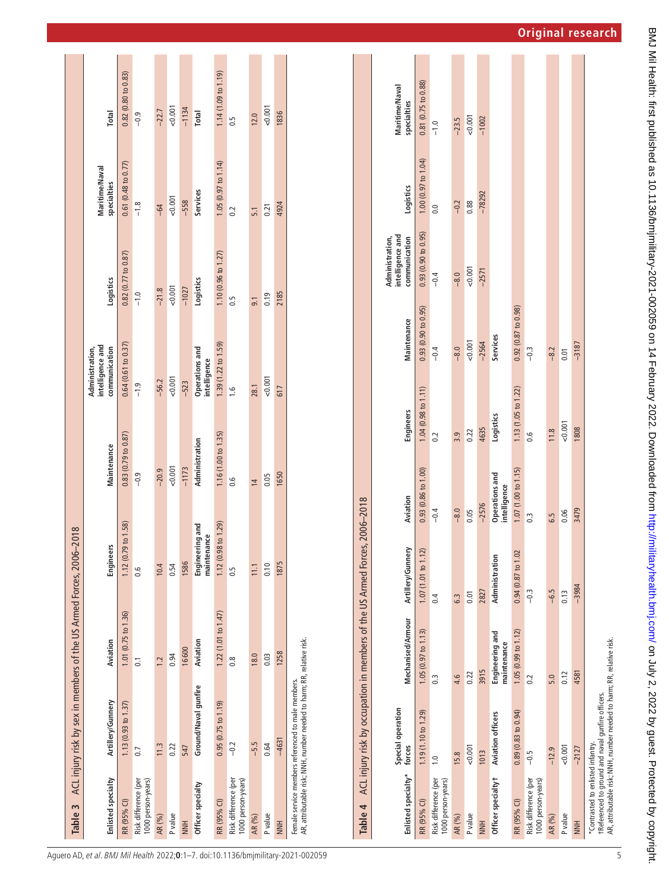**Table 3** ACL injury risk by sex in members of the US Armed Forces, 2006–2018

| Enlisted specialty | Artillery/Gunnery | Aviation | Engineers | Maintenance | Administration, intelligence and communication | Logistics | Maritime/Naval specialties | Total |
|---|---|---|---|---|---|---|---|---|
| RR (95% CI) | 1.13 (0.93 to 1.37) | 1.01 (0.75 to 1.36) | 1.12 (0.79 to 1.58) | 0.83 (0.79 to 0.87) | 0.64 (0.61 to 0.37) | 0.82 (0.77 to 0.87) | 0.61 (0.48 to 0.77) | 0.82 (0.80 to 0.83) |
| Risk difference (per 1000 person-years) | 0.7 | 0.1 | 0.6 | −0.9 | −1.9 | −1.0 | −1.8 | −0.9 |
| AR (%) | 11.3 | 1.2 | 10.4 | −20.9 | −56.2 | −21.8 | −64 | −22.7 |
| P value | 0.22 | 0.94 | 0.54 | <0.001 | <0.001 | <0.001 | <0.001 | <0.001 |
| NNH | 547 | 16 600 | 1586 | −1173 | −523 | −1027 | −558 | −1134 |
| **Officer specialty** | **Ground/Naval gunfire** | **Aviation** | **Engineering and maintenance** | **Administration** | **Operations and intelligence** | **Logistics** | **Services** | **Total** |
| RR (95% CI) | 0.95 (0.75 to 1.19) | 1.22 (1.01 to 1.47) | 1.12 (0.98 to 1.29) | 1.16 (1.00 to 1.35) | 1.39 (1.22 to 1.59) | 1.10 (0.96 to 1.27) | 1.05 (0.97 to 1.14) | 1.14 (1.09 to 1.19) |
| Risk difference (per 1000 person-years) | −0.2 | 0.8 | 0.5 | 0.6 | 1.6 | 0.5 | 0.2 | 0.5 |
| AR (%) | −5.5 | 18.0 | 11.1 | 14 | 28.1 | 9.1 | 5.1 | 12.0 |
| P value | 0.64 | 0.03 | 0.10 | 0.05 | <0.001 | 0.19 | 0.21 | <0.001 |
| NNH | −4631 | 1258 | 1875 | 1650 | 617 | 2185 | 4924 | 1836 |

Female service members referenced to male members.
AR, attributable risk; NNH, number needed to harm; RR, relative risk.

**Table 4** ACL injury risk by occupation in members of the US Armed Forces, 2006–2018

| Enlisted specialty* | Special operation forces | Mechanised/Armour | Artillery/Gunnery | Aviation | Engineers | Maintenance | Administration, intelligence and communication | Logistics | Maritime/Naval specialties |
|---|---|---|---|---|---|---|---|---|---|
| RR (95% CI) | 1.19 (1.10 to 1.29) | 1.05 (0.97 to 1.13) | 1.07 (1.01 to 1.12) | 0.93 (0.86 to 1.00) | 1.04 (0.98 to 1.11) | 0.93 (0.90 to 0.95) | 0.93 (0.90 to 0.95) | 1.00 (0.97 to 1.04) | 0.81 (0.75 to 0.88) |
| Risk difference (per 1000 person-years) | 1.0 | 0.3 | 0.4 | −0.4 | 0.2 | −0.4 | −0.4 | 0.0 | −1.0 |
| AR (%) | 15.8 | 4.6 | 6.3 | −8.0 | 3.9 | −8.0 | −8.0 | −0.2 | −23.5 |
| P value | <0.001 | 0.22 | 0.01 | 0.05 | 0.22 | <0.001 | <0.001 | 0.88 | <0.001 |
| NNH | 1013 | 3915 | 2827 | −2576 | 4635 | −2564 | −2571 | −78292 | −1002 |
| **Officer specialty†** | **Aviation officers** | **Engineering and maintenance** | **Administration** | **Operations and intelligence** | **Logistics** | **Services** | | | |
| RR (95% CI) | 0.89 (0.83 to 0.94) | 1.05 (0.99 to 1.12) | 0.94 (0.87 to 1.02 | 1.07 (1.00 to 1.15) | 1.13 (1.05 to 1.22) | 0.92 (0.87 to 0.98) | | | |
| Risk difference (per 1000 person-years) | −0.5 | 0.2 | −0.3 | 0.3 | 0.6 | −0.3 | | | |
| AR (%) | −12.9 | 5.0 | −6.5 | 6.5 | 11.8 | −8.2 | | | |
| P value | <0.001 | 0.12 | 0.13 | 0.06 | <0.001 | 0.01 | | | |
| NNH | −2127 | 4581 | −3984 | 3479 | 1808 | −3187 | | | |

*Contrasted to enlisted infantry.
†Referenced to ground and naval gunfire officers.
AR, attributable risk; NNH, number needed to harm; RR, relative risk.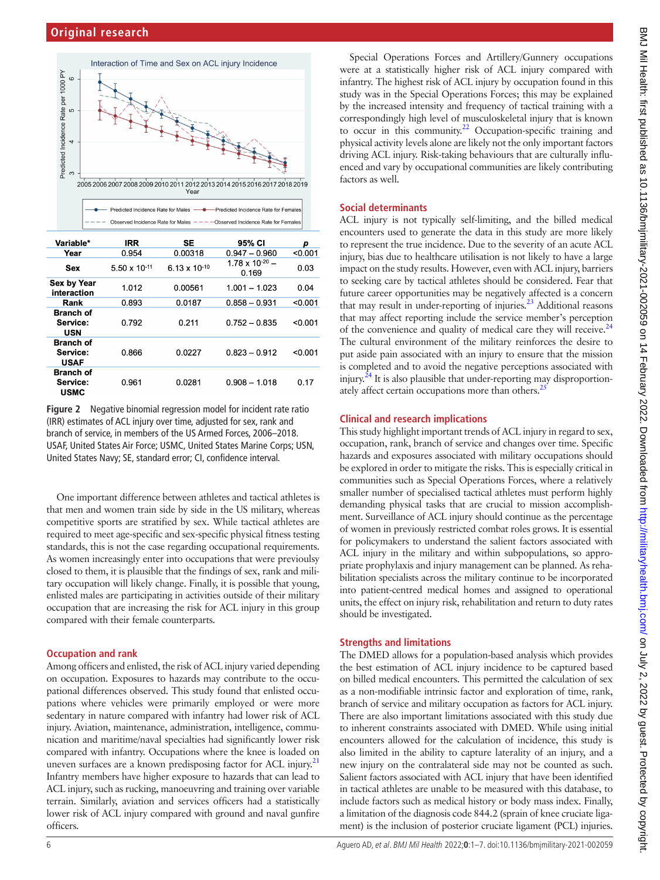Interaction of Time and Sex on ACL injury Incidence

| Variable* | IRR | SE | 95% CI | p |
|---|---|---|---|---|
| Year | 0.954 | 0.00318 | 0.947 – 0.960 | <0.001 |
| Sex | $5.50 \times 10^{-11}$ | $6.13 \times 10^{-10}$ | $1.78 \times 10^{-20}$ – 0.169 | 0.03 |
| Sex by Year interaction | 1.012 | 0.00561 | 1.001 – 1.023 | 0.04 |
| Rank | 0.893 | 0.0187 | 0.858 – 0.931 | <0.001 |
| Branch of Service: USN | 0.792 | 0.211 | 0.752 – 0.835 | <0.001 |
| Branch of Service: USAF | 0.866 | 0.0227 | 0.823 – 0.912 | <0.001 |
| Branch of Service: USMC | 0.961 | 0.0281 | 0.908 – 1.018 | 0.17 |

**Figure 2** Negative binomial regression model for incident rate ratio (IRR) estimates of ACL injury over time, adjusted for sex, rank and branch of service, in members of the US Armed Forces, 2006–2018. USAF, United States Air Force; USMC, United States Marine Corps; USN, United States Navy; SE, standard error; CI, confidence interval.

One important difference between athletes and tactical athletes is that men and women train side by side in the US military, whereas competitive sports are stratified by sex. While tactical athletes are required to meet age-specific and sex-specific physical fitness testing standards, this is not the case regarding occupational requirements. As women increasingly enter into occupations that were previously closed to them, it is plausible that the findings of sex, rank and military occupation will likely change. Finally, it is possible that young, enlisted males are participating in activities outside of their military occupation that are increasing the risk for ACL injury in this group compared with their female counterparts.

## Occupation and rank

Among officers and enlisted, the risk of ACL injury varied depending on occupation. Exposures to hazards may contribute to the occupational differences observed. This study found that enlisted occupations where vehicles were primarily employed or were more sedentary in nature compared with infantry had lower risk of ACL injury. Aviation, maintenance, administration, intelligence, communication and maritime/naval specialties had significantly lower risk compared with infantry. Occupations where the knee is loaded on uneven surfaces are a known predisposing factor for ACL injury.[21] Infantry members have higher exposure to hazards that can lead to ACL injury, such as rucking, manoeuvring and training over variable terrain. Similarly, aviation and services officers had a statistically lower risk of ACL injury compared with ground and naval gunfire officers.

Special Operations Forces and Artillery/Gunnery occupations were at a statistically higher risk of ACL injury compared with infantry. The highest risk of ACL injury by occupation found in this study was in the Special Operations Forces; this may be explained by the increased intensity and frequency of tactical training with a correspondingly high level of musculoskeletal injury that is known to occur in this community.[22] Occupation-specific training and physical activity levels alone are likely not the only important factors driving ACL injury. Risk-taking behaviours that are culturally influenced and vary by occupational communities are likely contributing factors as well.

## Social determinants

ACL injury is not typically self-limiting, and the billed medical encounters used to generate the data in this study are more likely to represent the true incidence. Due to the severity of an acute ACL injury, bias due to healthcare utilisation is not likely to have a large impact on the study results. However, even with ACL injury, barriers to seeking care by tactical athletes should be considered. Fear that future career opportunities may be negatively affected is a concern that may result in under-reporting of injuries.[23] Additional reasons that may affect reporting include the service member's perception of the convenience and quality of medical care they will receive.[24] The cultural environment of the military reinforces the desire to put aside pain associated with an injury to ensure that the mission is completed and to avoid the negative perceptions associated with injury.[24] It is also plausible that under-reporting may disproportionately affect certain occupations more than others.[25]

## Clinical and research implications

This study highlight important trends of ACL injury in regard to sex, occupation, rank, branch of service and changes over time. Specific hazards and exposures associated with military occupations should be explored in order to mitigate the risks. This is especially critical in communities such as Special Operations Forces, where a relatively smaller number of specialised tactical athletes must perform highly demanding physical tasks that are crucial to mission accomplishment. Surveillance of ACL injury should continue as the percentage of women in previously restricted combat roles grows. It is essential for policymakers to understand the salient factors associated with ACL injury in the military and within subpopulations, so appropriate prophylaxis and injury management can be planned. As rehabilitation specialists across the military continue to be incorporated into patient-centred medical homes and assigned to operational units, the effect on injury risk, rehabilitation and return to duty rates should be investigated.

## Strengths and limitations

The DMED allows for a population-based analysis which provides the best estimation of ACL injury incidence to be captured based on billed medical encounters. This permitted the calculation of sex as a non-modifiable intrinsic factor and exploration of time, rank, branch of service and military occupation as factors for ACL injury. There are also important limitations associated with this study due to inherent constraints associated with DMED. While using initial encounters allowed for the calculation of incidence, this study is also limited in the ability to capture laterality of an injury, and a new injury on the contralateral side may not be counted as such. Salient factors associated with ACL injury that have been identified in tactical athletes are unable to be measured with this database, to include factors such as medical history or body mass index. Finally, a limitation of the diagnosis code 844.2 (sprain of knee cruciate ligament) is the inclusion of posterior cruciate ligament (PCL) injuries.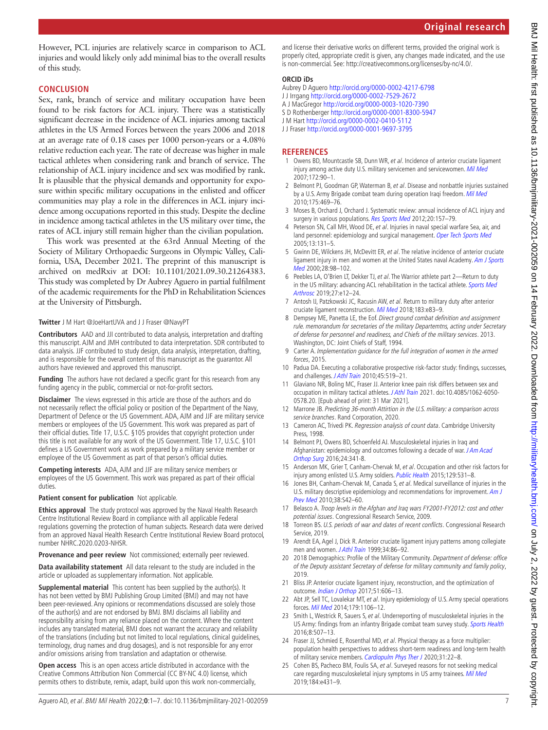However, PCL injuries are relatively scarce in comparison to ACL injuries and would likely only add minimal bias to the overall results of this study.

## CONCLUSION

Sex, rank, branch of service and military occupation have been found to be risk factors for ACL injury. There was a statistically significant decrease in the incidence of ACL injuries among tactical athletes in the US Armed Forces between the years 2006 and 2018 at an average rate of 0.18 cases per 1000 person-years or a 4.08% relative reduction each year. The rate of decrease was higher in male tactical athletes when considering rank and branch of service. The relationship of ACL injury incidence and sex was modified by rank. It is plausible that the physical demands and opportunity for exposure within specific military occupations in the enlisted and officer communities may play a role in the differences in ACL injury incidence among occupations reported in this study. Despite the decline in incidence among tactical athletes in the US military over time, the rates of ACL injury still remain higher than the civilian population.

This work was presented at the 63rd Annual Meeting of the Society of Military Orthopaedic Surgeons in Olympic Valley, California, USA, December 2021. The preprint of this manuscript is archived on medRxiv at DOI: 10.1101/2021.09.30.21264383. This study was completed by Dr Aubrey Aguero in partial fulfilment of the academic requirements for the PhD in Rehabilitation Sciences at the University of Pittsburgh.

**Twitter** J M Hart @JoeHartUVA and J J Fraser @NavyPT

**Contributors** AAD and JJI contributed to data analysis, interpretation and drafting this manuscript. AJM and JMH contributed to data interpretation. SDR contributed to data analysis. JJF contributed to study design, data analysis, interpretation, drafting, and is responsible for the overall content of this manuscript as the guarantor. All authors have reviewed and approved this manuscript.

**Funding** The authors have not declared a specific grant for this research from any funding agency in the public, commercial or not-for-profit sectors.

**Disclaimer** The views expressed in this article are those of the authors and do not necessarily reflect the official policy or position of the Department of the Navy, Department of Defence or the US Government. ADA, AJM and JJF are military service members or employees of the US Government. This work was prepared as part of their official duties. Title 17, U.S.C. §105 provides that copyright protection under this title is not available for any work of the US Government. Title 17, U.S.C. §101 defines a US Government work as work prepared by a military service member or employee of the US Government as part of that person's official duties.

**Competing interests** ADA, AJM and JJF are military service members or employees of the US Government. This work was prepared as part of their official duties.

**Patient consent for publication** Not applicable.

**Ethics approval** The study protocol was approved by the Naval Health Research Centre Institutional Review Board in compliance with all applicable Federal regulations governing the protection of human subjects. Research data were derived from an approved Naval Health Research Centre Institutional Review Board protocol, number NHRC.2020.0203-NHSR.

**Provenance and peer review** Not commissioned; externally peer reviewed.

**Data availability statement** All data relevant to the study are included in the article or uploaded as supplementary information. Not applicable.

**Supplemental material** This content has been supplied by the author(s). It has not been vetted by BMJ Publishing Group Limited (BMJ) and may not have been peer-reviewed. Any opinions or recommendations discussed are solely those of the author(s) and are not endorsed by BMJ. BMJ disclaims all liability and responsibility arising from any reliance placed on the content. Where the content includes any translated material, BMJ does not warrant the accuracy and reliability of the translations (including but not limited to local regulations, clinical guidelines, terminology, drug names and drug dosages), and is not responsible for any error and/or omissions arising from translation and adaptation or otherwise.

**Open access** This is an open access article distributed in accordance with the Creative Commons Attribution Non Commercial (CC BY-NC 4.0) license, which permits others to distribute, remix, adapt, build upon this work non-commercially, and license their derivative works on different terms, provided the original work is properly cited, appropriate credit is given, any changes made indicated, and the use is non-commercial. See: http://creativecommons.org/licenses/by-nc/4.0/.

### ORCID iDs

Aubrey D Aguero http://orcid.org/0000-0002-4217-6798
J J Irrgang http://orcid.org/0000-0002-7529-2672
A J MacGregor http://orcid.org/0000-0003-1020-7390
S D Rothenberger http://orcid.org/0000-0001-8300-5947
J M Hart http://orcid.org/0000-0002-0410-5112
J J Fraser http://orcid.org/0000-0001-9697-3795

## REFERENCES

1. Owens BD, Mountcastle SB, Dunn WR, *et al*. Incidence of anterior cruciate ligament injury among active duty U.S. military servicemen and servicewomen. *Mil Med* 2007;172:90–1.
2. Belmont PJ, Goodman GP, Waterman B, *et al*. Disease and nonbattle injuries sustained by a U.S. Army Brigade combat team during operation Iraqi freedom. *Mil Med* 2010;175:469–76.
3. Moses B, Orchard J, Orchard J. Systematic review: annual incidence of ACL injury and surgery in various populations. *Res Sports Med* 2012;20:157–79.
4. Peterson SN, Call MH, Wood DE, *et al*. Injuries in naval special warfare Sea, air, and land personnel: epidemiology and surgical management. *Oper Tech Sports Med* 2005;13:131–5.
5. Gwinn DE, Wilckens JH, McDevitt ER, *et al*. The relative incidence of anterior cruciate ligament injury in men and women at the United States naval Academy. *Am J Sports Med* 2000;28:98–102.
6. Peebles LA, O'Brien LT, Dekker TJ, *et al*. The Warrior athlete part 2—Return to duty in the US military: advancing ACL rehabilitation in the tactical athlete. *Sports Med Arthrosc* 2019;27:e12–24.
7. Antosh IJ, Patzkowski JC, Racusin AW, *et al*. Return to military duty after anterior cruciate ligament reconstruction. *Mil Med* 2018;183:e83–9.
8. Dempsey ME, Panetta LE, the Eof. *Direct ground combat definition and assignment rule. memorandum for secretaries of the military Departemtns, acting under Secretary of defense for personnel and readiness, and Chiefs of the military services*. 2013. Washington, DC: Joint Chiefs of Staff, 1994.
9. Carter A. *Implementation guidance for the full integration of women in the armed forces*, 2015.
10. Padua DA. Executing a collaborative prospective risk-factor study: findings, successes, and challenges. *J Athl Train* 2010;45:519–21.
11. Glaviano NR, Boling MC, Fraser JJ. Anterior knee pain risk differs between sex and occupation in military tactical athletes. *J Athl Train* 2021. doi:10.4085/1062-6050-0578.20. [Epub ahead of print: 31 Mar 2021].
12. Marrone JB. *Predicting 36-month Attirtion in the U.S. military: a comparison across service branches*. Rand Corporation, 2020.
13. Cameron AC, Trivedi PK. *Regression analysis of count data*. Cambridge University Press, 1998.
14. Belmont PJ, Owens BD, Schoenfeld AJ. Musculoskeletal injuries in Iraq and Afghanistan: epidemiology and outcomes following a decade of war. *J Am Acad Orthop Surg* 2016;24:341-8.
15. Anderson MK, Grier T, Canham-Chervak M, *et al*. Occupation and other risk factors for injury among enlisted U.S. Army soldiers. *Public Health* 2015;129:531–8.
16. Jones BH, Canham-Chervak M, Canada S, *et al*. Medical surveillance of injuries in the U.S. military descriptive epidemiology and recommendations for improvement. *Am J Prev Med* 2010;38:S42–60.
17. Belasco A. *Troop levels in the Afghan and Iraq wars FY2001-FY2012: cost and other potential issues*. Congressional Research Service, 2009.
18. Torreon BS. *U.S. periods of war and dates of recent conflicts*. Congressional Research Service, 2019.
19. Arendt EA, Agel J, Dick R. Anterior cruciate ligament injury patterns among collegiate men and women. *J Athl Train* 1999;34:86–92.
20. 2018 Demographics: Profile of the Military Community. *Department of defense: office of the Deputy assistant Secretary of defense for military community and family policy*, 2019.
21. Bliss JP. Anterior cruciate ligament injury, reconstruction, and the optimization of outcome. *Indian J Orthop* 2017;51:606–13.
22. Abt JP, Sell TC, Lovalekar MT, *et al*. Injury epidemiology of U.S. Army special operations forces. *Mil Med* 2014;179:1106–12.
23. Smith L, Westrick R, Sauers S, *et al*. Underreporting of musculoskeletal injuries in the US Army: findings from an infantry Brigade combat team survey study. *Sports Health* 2016;8:507–13.
24. Fraser JJ, Schmied E, Rosenthal MD, *et al*. Physical therapy as a force multiplier: population health perspectives to address short-term readiness and long-term health of military service members. *Cardiopulm Phys Ther J* 2020;31:22–8.
25. Cohen BS, Pacheco BM, Foulis SA, *et al*. Surveyed reasons for not seeking medical care regarding musculoskeletal injury symptoms in US army trainees. *Mil Med* 2019;184:e431–9.